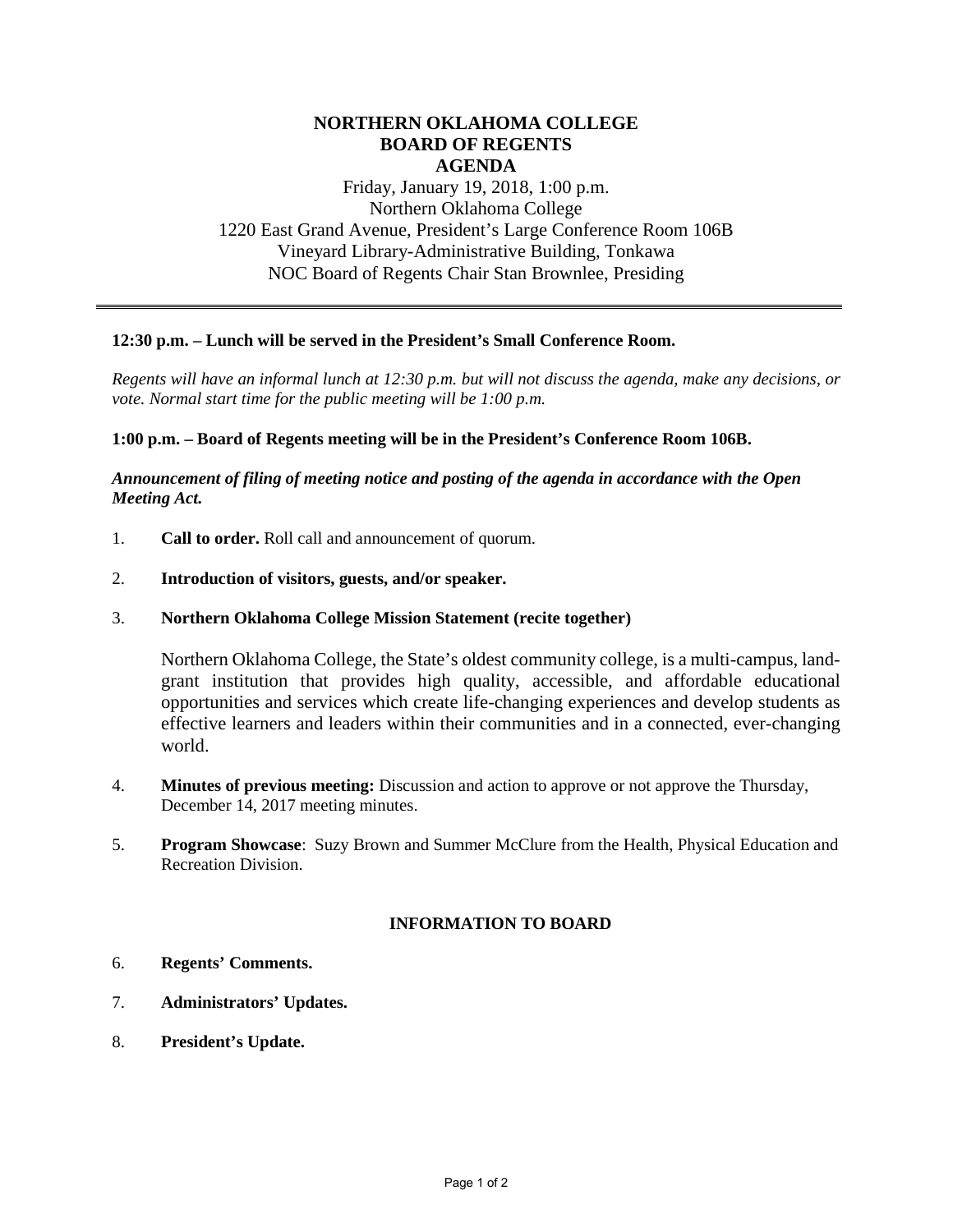# NORTHERN OKLAHOMA COLLEGE
## BOARD OF REGENTS
## AGENDA

Friday, January 19, 2018, 1:00 p.m.
Northern Oklahoma College
1220 East Grand Avenue, President's Large Conference Room 106B
Vineyard Library-Administrative Building, Tonkawa
NOC Board of Regents Chair Stan Brownlee, Presiding

---

**12:30 p.m. – Lunch will be served in the President's Small Conference Room.**

*Regents will have an informal lunch at 12:30 p.m. but will not discuss the agenda, make any decisions, or vote. Normal start time for the public meeting will be 1:00 p.m.*

**1:00 p.m. – Board of Regents meeting will be in the President's Conference Room 106B.**

***Announcement of filing of meeting notice and posting of the agenda in accordance with the Open Meeting Act.***

1. **Call to order.** Roll call and announcement of quorum.

2. **Introduction of visitors, guests, and/or speaker.**

3. **Northern Oklahoma College Mission Statement (recite together)**

   Northern Oklahoma College, the State's oldest community college, is a multi-campus, land-grant institution that provides high quality, accessible, and affordable educational opportunities and services which create life-changing experiences and develop students as effective learners and leaders within their communities and in a connected, ever-changing world.

4. **Minutes of previous meeting:** Discussion and action to approve or not approve the Thursday, December 14, 2017 meeting minutes.

5. **Program Showcase**: Suzy Brown and Summer McClure from the Health, Physical Education and Recreation Division.

### INFORMATION TO BOARD

6. **Regents' Comments.**

7. **Administrators' Updates.**

8. **President's Update.**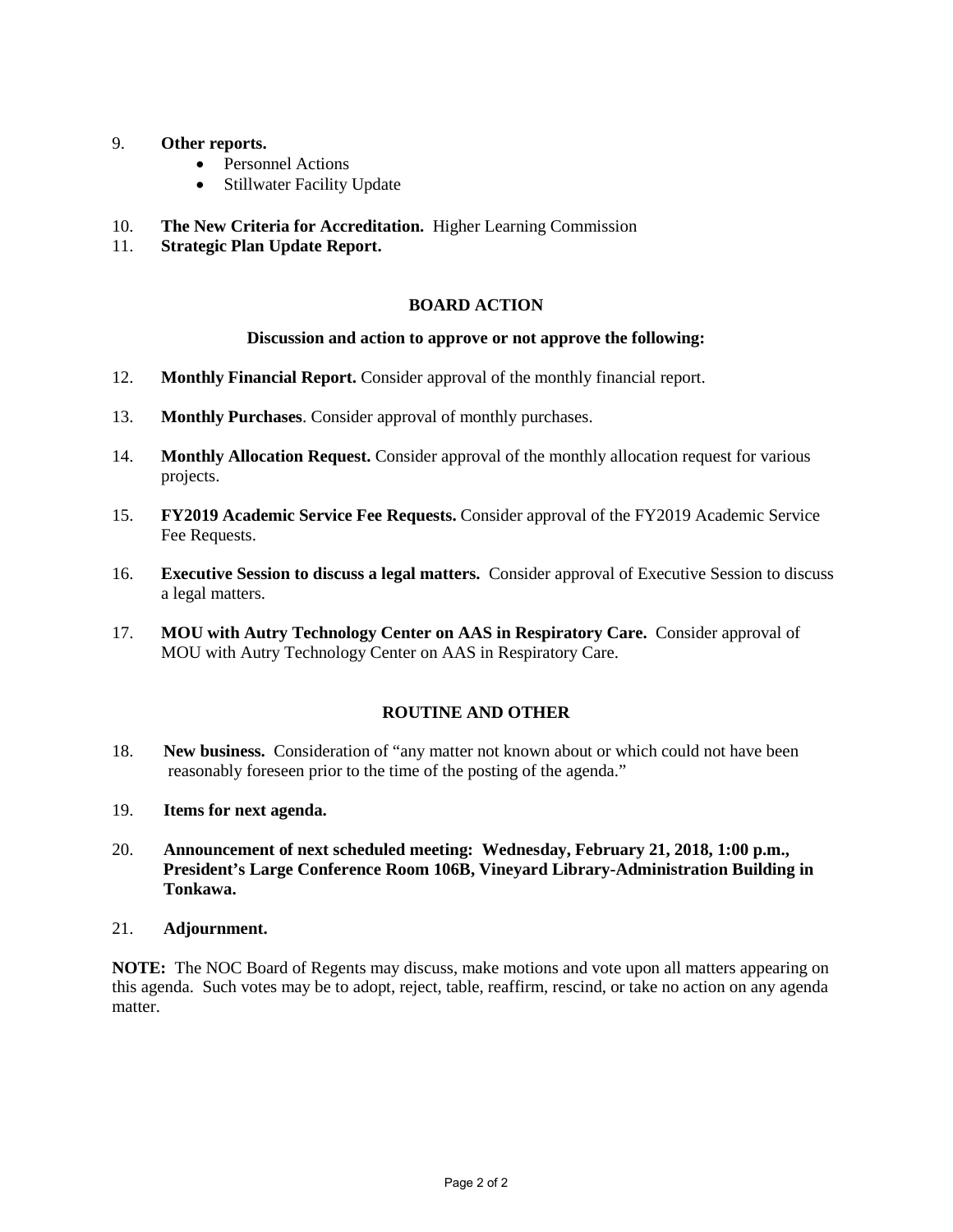9. **Other reports.**
    - Personnel Actions
    - Stillwater Facility Update

10. **The New Criteria for Accreditation.** Higher Learning Commission
11. **Strategic Plan Update Report.**

## BOARD ACTION

**Discussion and action to approve or not approve the following:**

12. **Monthly Financial Report.** Consider approval of the monthly financial report.

13. **Monthly Purchases**. Consider approval of monthly purchases.

14. **Monthly Allocation Request.** Consider approval of the monthly allocation request for various projects.

15. **FY2019 Academic Service Fee Requests.** Consider approval of the FY2019 Academic Service Fee Requests.

16. **Executive Session to discuss a legal matters.** Consider approval of Executive Session to discuss a legal matters.

17. **MOU with Autry Technology Center on AAS in Respiratory Care.** Consider approval of MOU with Autry Technology Center on AAS in Respiratory Care.

## ROUTINE AND OTHER

18. **New business.** Consideration of "any matter not known about or which could not have been reasonably foreseen prior to the time of the posting of the agenda."

19. **Items for next agenda.**

20. **Announcement of next scheduled meeting: Wednesday, February 21, 2018, 1:00 p.m., President's Large Conference Room 106B, Vineyard Library-Administration Building in Tonkawa.**

21. **Adjournment.**

**NOTE:** The NOC Board of Regents may discuss, make motions and vote upon all matters appearing on this agenda. Such votes may be to adopt, reject, table, reaffirm, rescind, or take no action on any agenda matter.